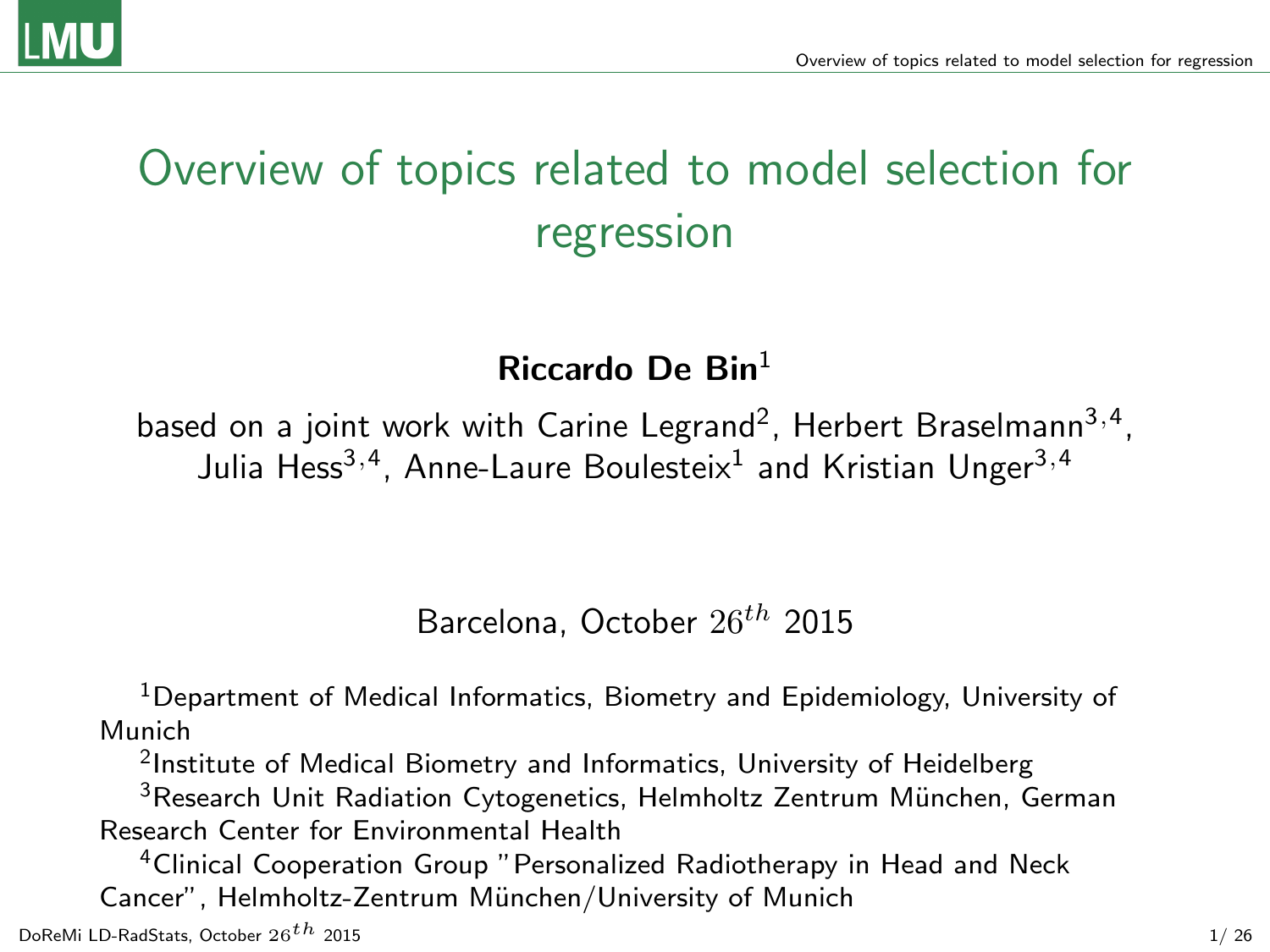# Overview of topics related to model selection for regression

**Riccardo De Bin**[1]

based on a joint work with Carine Legrand[2], Herbert Braselmann[3,4], Julia Hess[3,4], Anne-Laure Boulesteix[1] and Kristian Unger[3,4]

Barcelona, October $26^{th}$ 2015

[1]Department of Medical Informatics, Biometry and Epidemiology, University of Munich

[2]Institute of Medical Biometry and Informatics, University of Heidelberg

[3]Research Unit Radiation Cytogenetics, Helmholtz Zentrum München, German Research Center for Environmental Health

[4]Clinical Cooperation Group "Personalized Radiotherapy in Head and Neck Cancer", Helmholtz-Zentrum München/University of Munich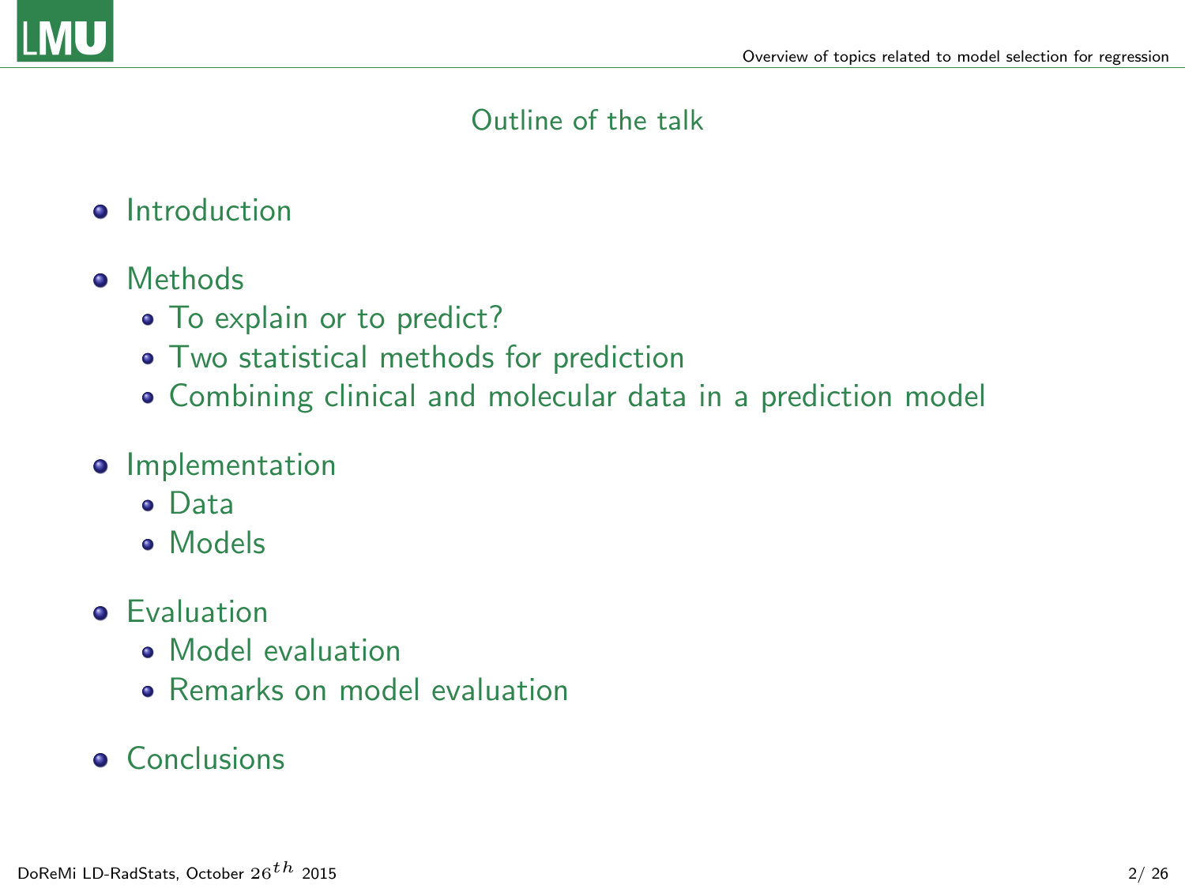## Outline of the talk

- Introduction
- Methods
  - To explain or to predict?
  - Two statistical methods for prediction
  - Combining clinical and molecular data in a prediction model
- Implementation
  - Data
  - Models
- Evaluation
  - Model evaluation
  - Remarks on model evaluation
- Conclusions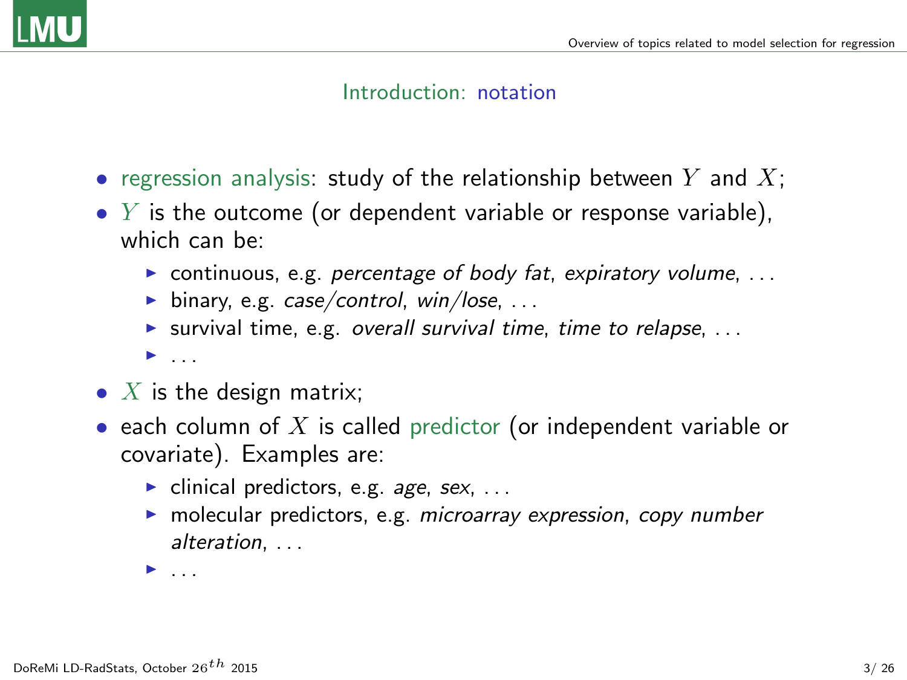## Introduction: notation

- regression analysis: study of the relationship between $Y$ and $X$;
- $Y$ is the outcome (or dependent variable or response variable), which can be:
  - continuous, e.g. *percentage of body fat*, *expiratory volume*, ...
  - binary, e.g. *case/control*, *win/lose*, ...
  - survival time, e.g. *overall survival time*, *time to relapse*, ...
  - ...
- $X$ is the design matrix;
- each column of $X$ is called predictor (or independent variable or covariate). Examples are:
  - clinical predictors, e.g. *age*, *sex*, ...
  - molecular predictors, e.g. *microarray expression*, *copy number alteration*, ...
  - ...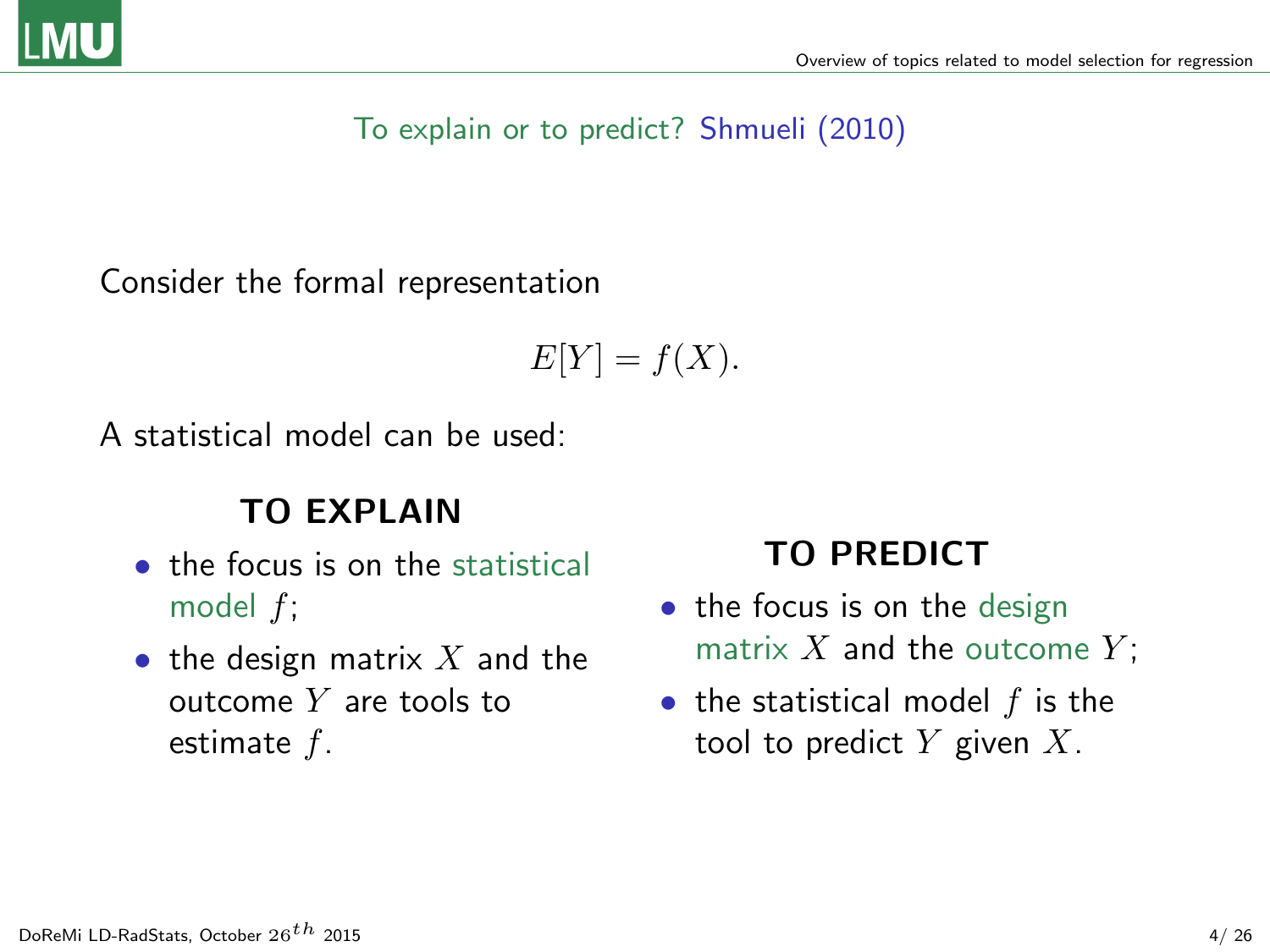## To explain or to predict? Shmueli (2010)

Consider the formal representation

$$E[Y] = f(X).$$

A statistical model can be used:

### TO EXPLAIN

- the focus is on the statistical model $f$;
- the design matrix $X$ and the outcome $Y$ are tools to estimate $f$.

### TO PREDICT

- the focus is on the design matrix $X$ and the outcome $Y$;
- the statistical model $f$ is the tool to predict $Y$ given $X$.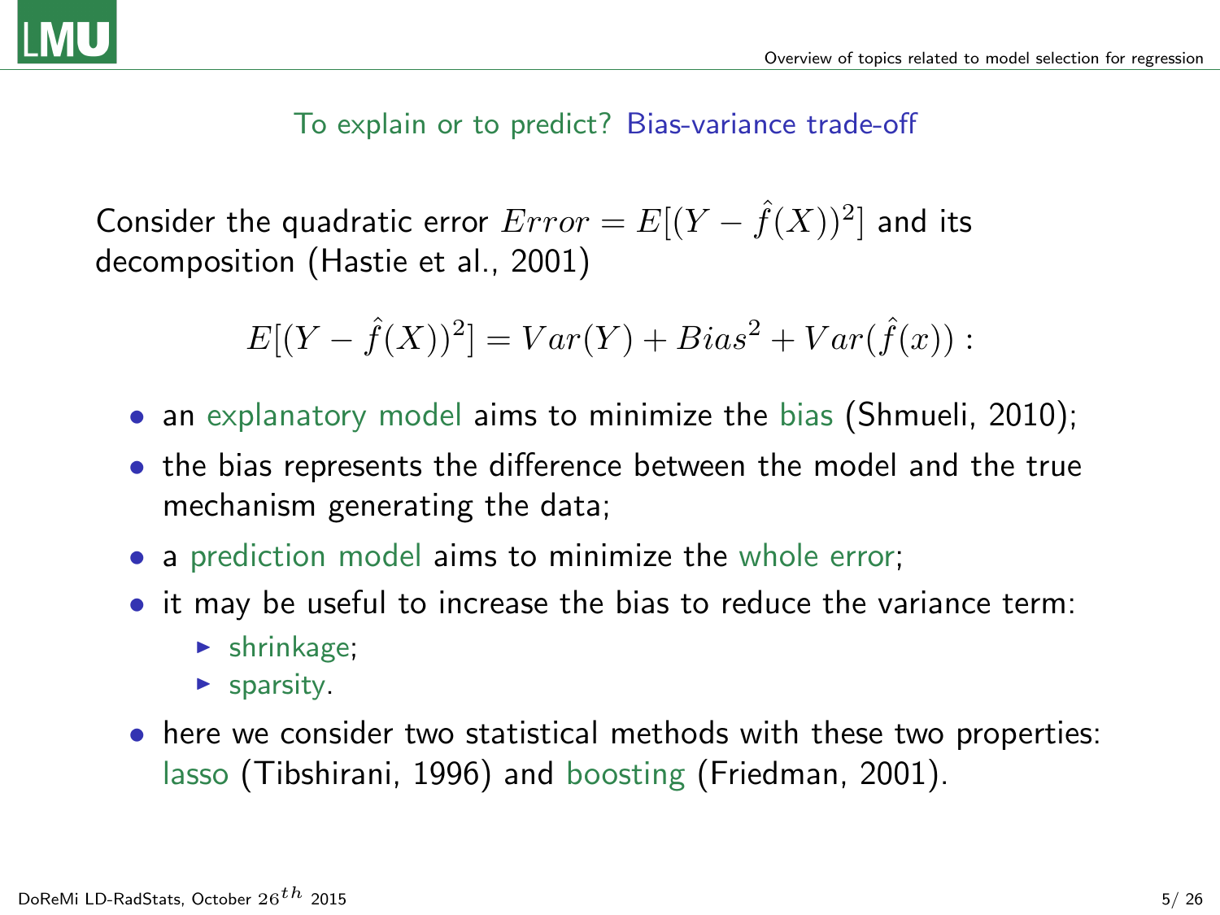## To explain or to predict? Bias-variance trade-off

Consider the quadratic error $Error = E[(Y - \hat{f}(X))^2]$ and its decomposition (Hastie et al., 2001)

$$E[(Y - \hat{f}(X))^2] = Var(Y) + Bias^2 + Var(\hat{f}(x)) :$$

- an explanatory model aims to minimize the bias (Shmueli, 2010);
- the bias represents the difference between the model and the true mechanism generating the data;
- a prediction model aims to minimize the whole error;
- it may be useful to increase the bias to reduce the variance term:
  - shrinkage;
  - sparsity.
- here we consider two statistical methods with these two properties: lasso (Tibshirani, 1996) and boosting (Friedman, 2001).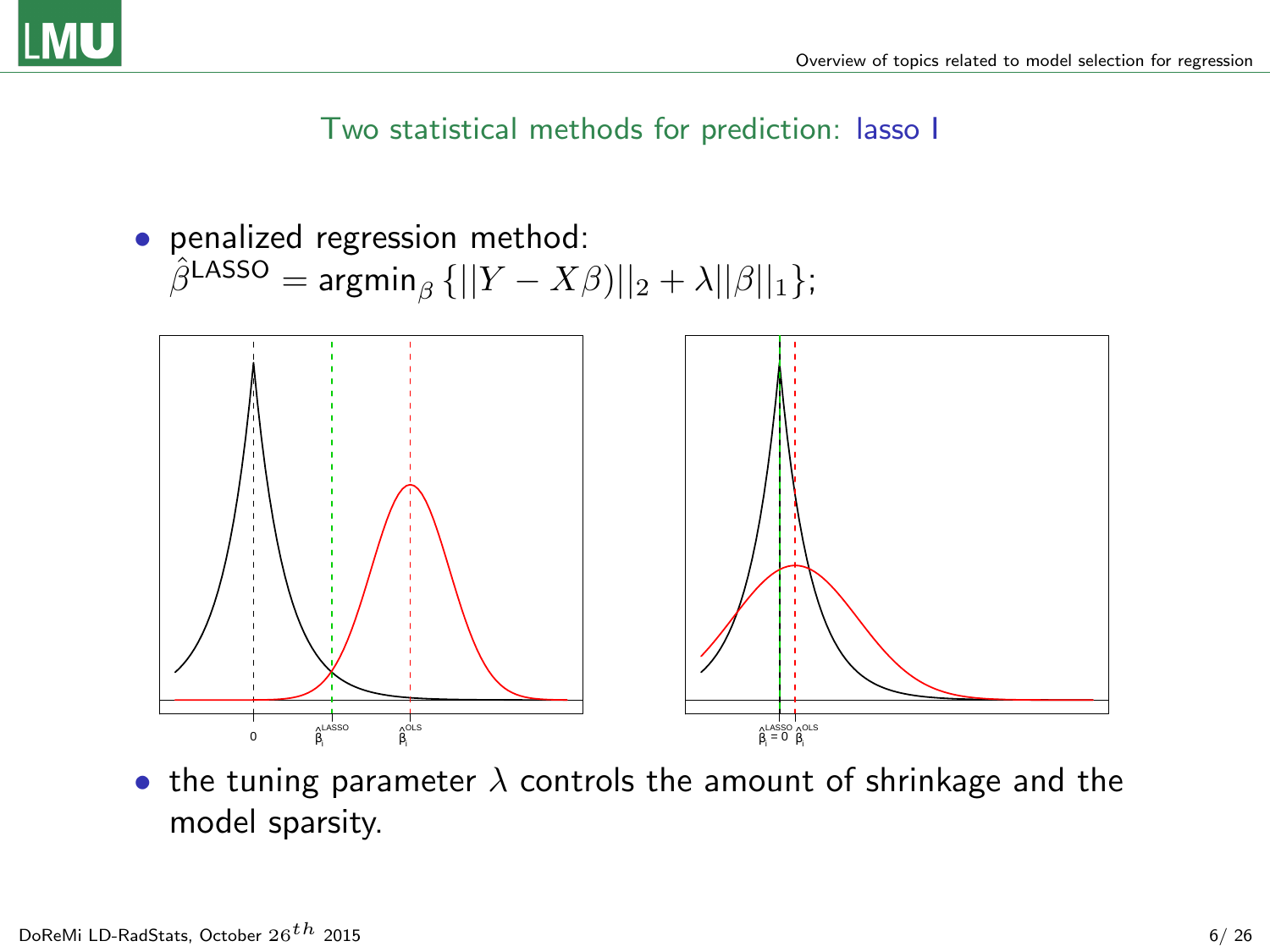## Two statistical methods for prediction: lasso I

- penalized regression method:
  $\hat{\beta}^{\text{LASSO}} = \text{argmin}_\beta \{||Y - X\beta)||_2 + \lambda||\beta||_1\}$;

0

$\hat{\beta}_i^{\text{LASSO}}$

$\hat{\beta}_i^{\text{OLS}}$

$\hat{\beta}_i^{\text{LASSO}} = 0$

$\hat{\beta}_i^{\text{OLS}}$

- the tuning parameter $\lambda$ controls the amount of shrinkage and the model sparsity.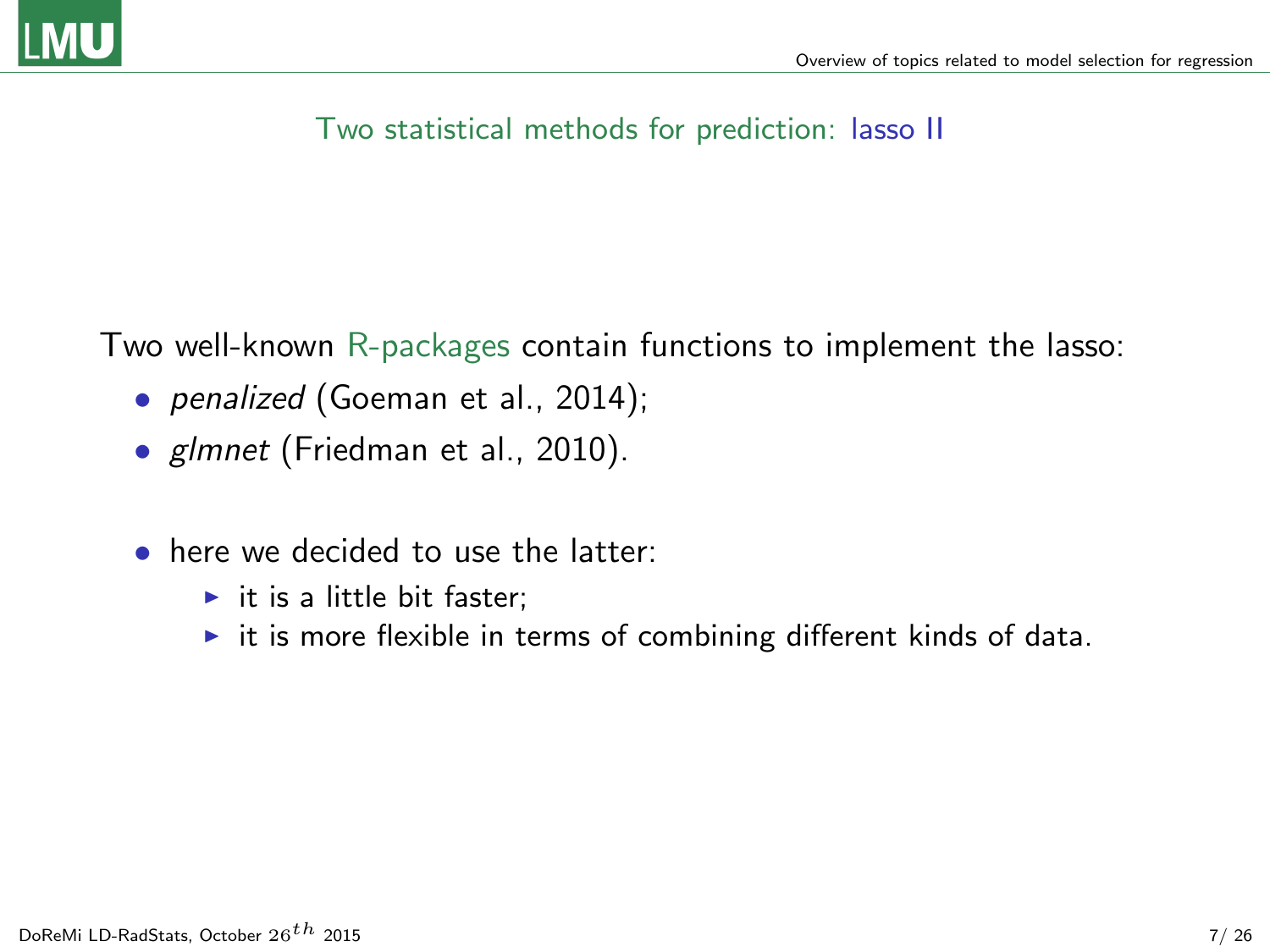## Two statistical methods for prediction: lasso II

Two well-known R-packages contain functions to implement the lasso:

- *penalized* (Goeman et al., 2014);
- *glmnet* (Friedman et al., 2010).

- here we decided to use the latter:
  - it is a little bit faster;
  - it is more flexible in terms of combining different kinds of data.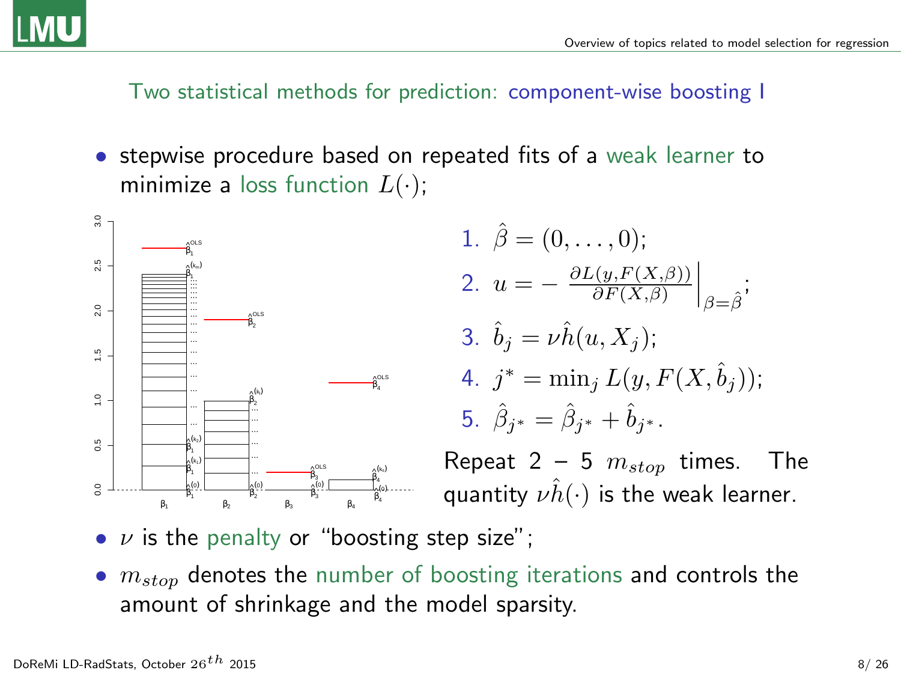## Two statistical methods for prediction: component-wise boosting I

- stepwise procedure based on repeated fits of a weak learner to minimize a loss function $L(\cdot)$;

3.0
2.5
2.0
1.5
1.0
0.5
0.0

$\hat{\beta}_1^{OLS}$
$\hat{\beta}_1^{(k_m)}$
$\hat{\beta}_2^{OLS}$
$\hat{\beta}_4^{OLS}$
$\hat{\beta}_2^{(k_l)}$
$\hat{\beta}_1^{(k_2)}$
$\hat{\beta}_1^{(k_1)}$
$\hat{\beta}_3^{OLS}$
$\hat{\beta}_4^{(k_s)}$
$\hat{\beta}_1^{(0)}$ $\hat{\beta}_2^{(0)}$ $\hat{\beta}_3^{(0)}$ $\hat{\beta}_4^{(0)}$

$\beta_1$ $\beta_2$ $\beta_3$ $\beta_4$

1. $\hat{\beta} = (0, \ldots, 0)$;
2. $u = - \left. \frac{\partial L(y, F(X, \beta))}{\partial F(X, \beta)} \right|_{\beta = \hat{\beta}}$;
3. $\hat{b}_j = \nu \hat{h}(u, X_j)$;
4. $j^* = \min_j L(y, F(X, \hat{b}_j))$;
5. $\hat{\beta}_{j^*} = \hat{\beta}_{j^*} + \hat{b}_{j^*}$.

Repeat 2 – 5 $m_{stop}$ times. The quantity $\nu \hat{h}(\cdot)$ is the weak learner.

- $\nu$ is the penalty or "boosting step size";
- $m_{stop}$ denotes the number of boosting iterations and controls the amount of shrinkage and the model sparsity.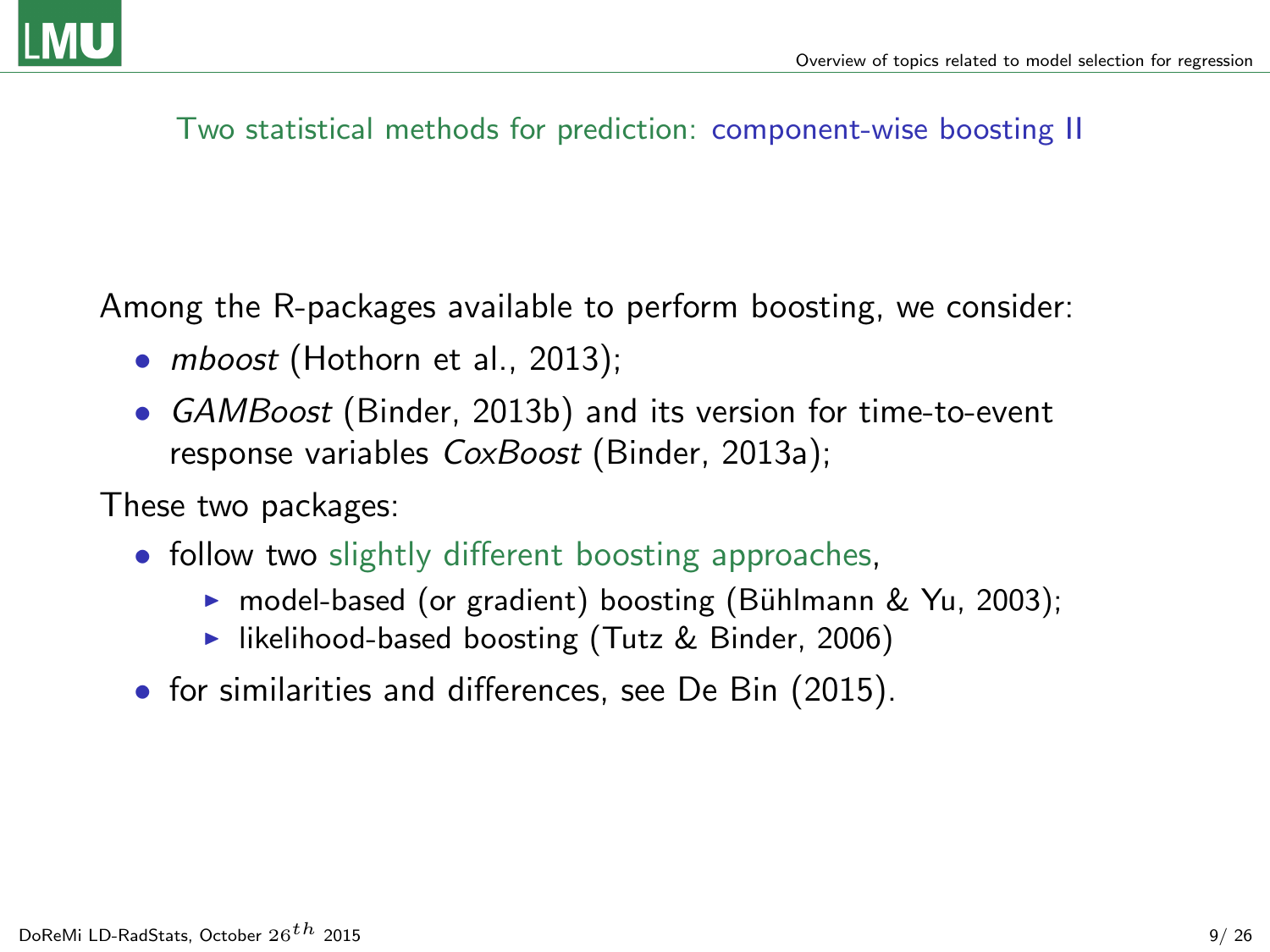## Two statistical methods for prediction: component-wise boosting II

Among the R-packages available to perform boosting, we consider:

- *mboost* (Hothorn et al., 2013);
- *GAMBoost* (Binder, 2013b) and its version for time-to-event response variables *CoxBoost* (Binder, 2013a);

These two packages:

- follow two slightly different boosting approaches,
  - model-based (or gradient) boosting (Bühlmann & Yu, 2003);
  - likelihood-based boosting (Tutz & Binder, 2006)
- for similarities and differences, see De Bin (2015).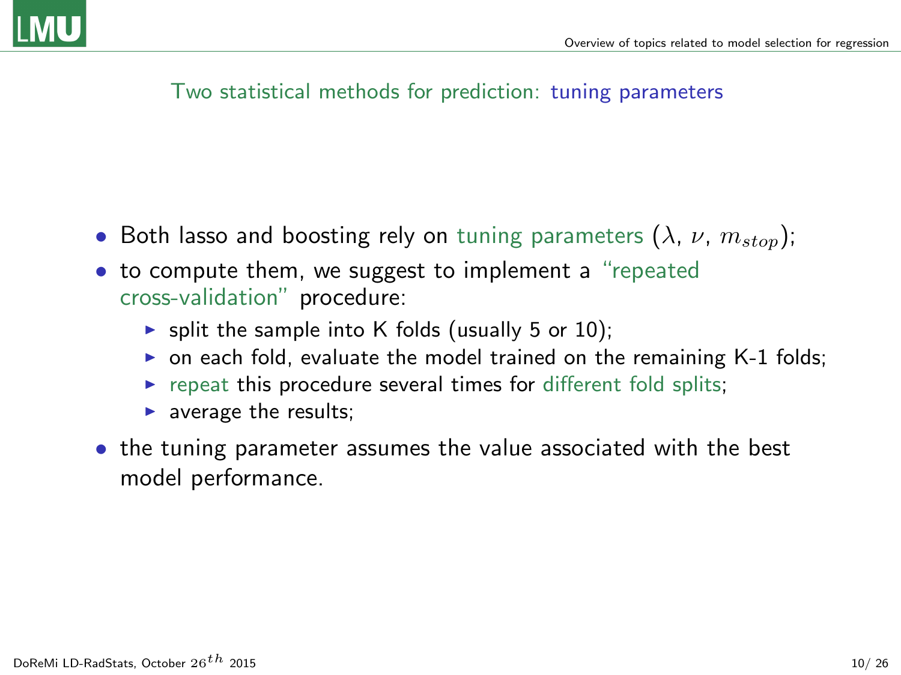## Two statistical methods for prediction: tuning parameters

- Both lasso and boosting rely on tuning parameters ($\lambda$, $\nu$, $m_{stop}$);
- to compute them, we suggest to implement a "repeated cross-validation" procedure:
  - split the sample into K folds (usually 5 or 10);
  - on each fold, evaluate the model trained on the remaining K-1 folds;
  - repeat this procedure several times for different fold splits;
  - average the results;
- the tuning parameter assumes the value associated with the best model performance.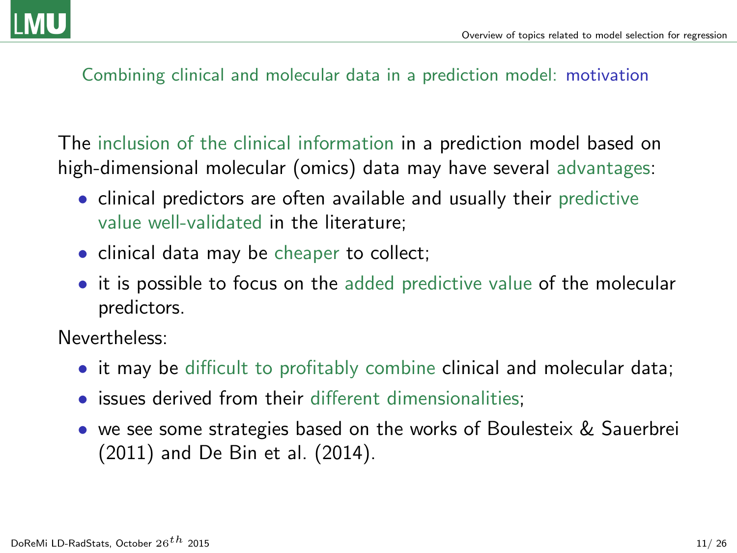## Combining clinical and molecular data in a prediction model: motivation

The inclusion of the clinical information in a prediction model based on high-dimensional molecular (omics) data may have several advantages:

- clinical predictors are often available and usually their predictive value well-validated in the literature;
- clinical data may be cheaper to collect;
- it is possible to focus on the added predictive value of the molecular predictors.

Nevertheless:

- it may be difficult to profitably combine clinical and molecular data;
- issues derived from their different dimensionalities;
- we see some strategies based on the works of Boulesteix & Sauerbrei (2011) and De Bin et al. (2014).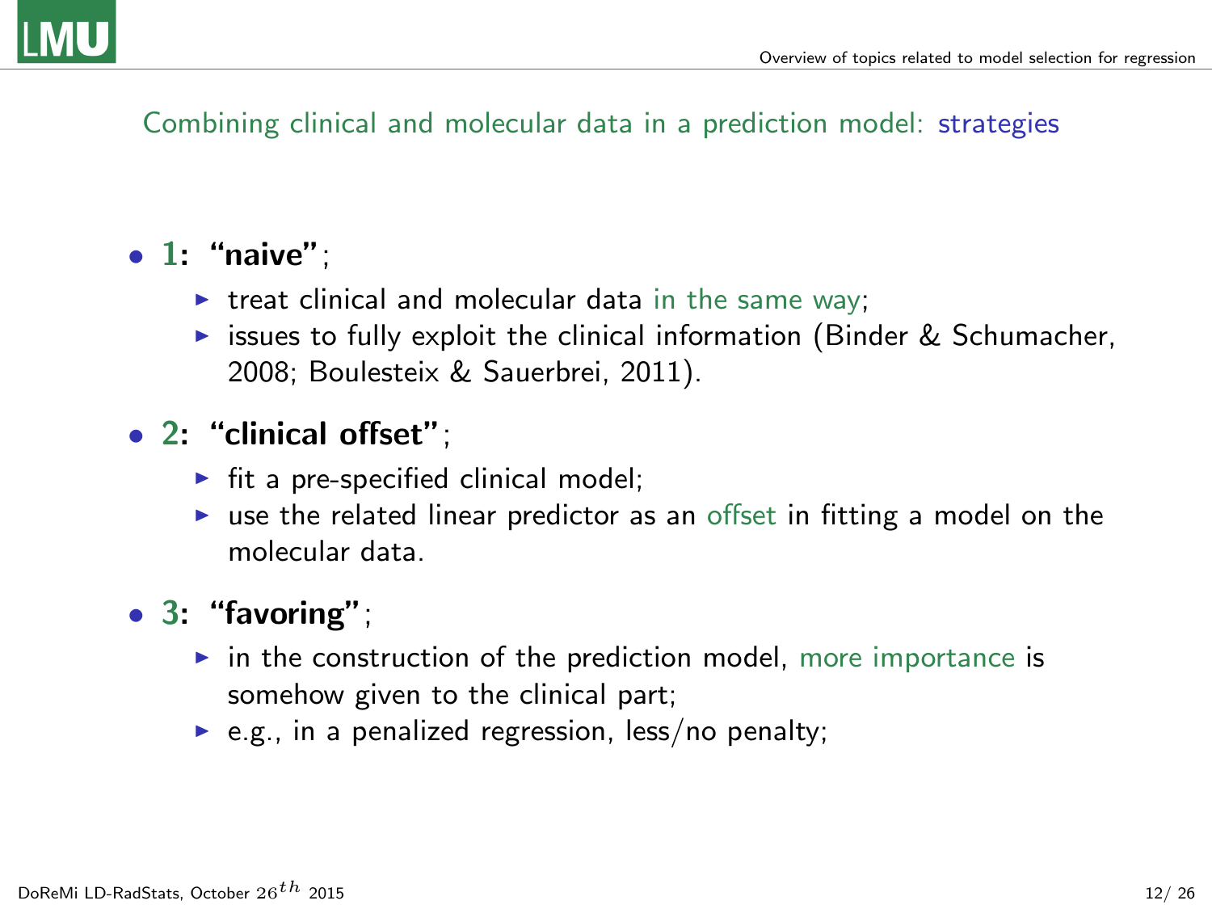## Combining clinical and molecular data in a prediction model: strategies

- **1: “naive”**;
  - treat clinical and molecular data in the same way;
  - issues to fully exploit the clinical information (Binder & Schumacher, 2008; Boulesteix & Sauerbrei, 2011).
- **2: “clinical offset”**;
  - fit a pre-specified clinical model;
  - use the related linear predictor as an offset in fitting a model on the molecular data.
- **3: “favoring”**;
  - in the construction of the prediction model, more importance is somehow given to the clinical part;
  - e.g., in a penalized regression, less/no penalty;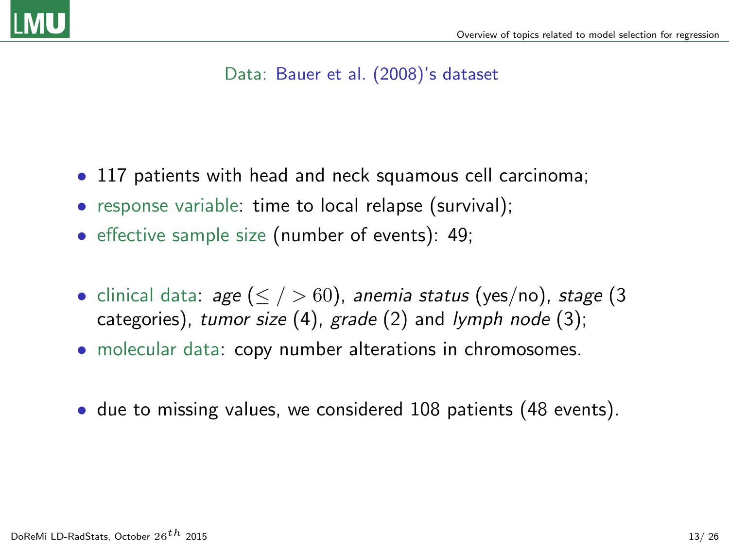## Data: Bauer et al. (2008)'s dataset

- 117 patients with head and neck squamous cell carcinoma;
- response variable: time to local relapse (survival);
- effective sample size (number of events): 49;

- clinical data: *age* ($\leq / > 60$), *anemia status* (yes/no), *stage* (3 categories), *tumor size* (4), *grade* (2) and *lymph node* (3);
- molecular data: copy number alterations in chromosomes.

- due to missing values, we considered 108 patients (48 events).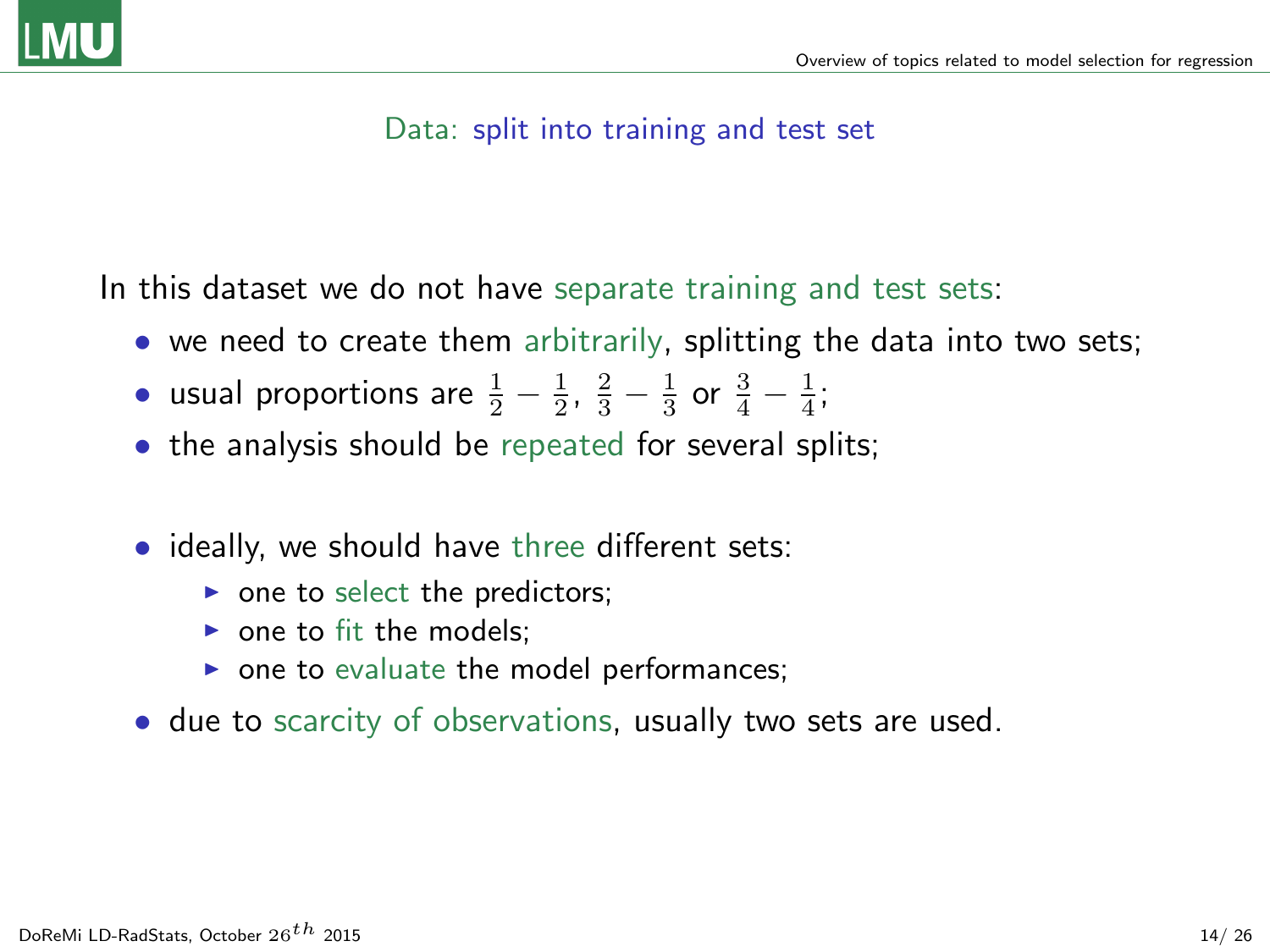## Data: split into training and test set

In this dataset we do not have separate training and test sets:

- we need to create them arbitrarily, splitting the data into two sets;
- usual proportions are $\frac{1}{2} - \frac{1}{2}$, $\frac{2}{3} - \frac{1}{3}$ or $\frac{3}{4} - \frac{1}{4}$;
- the analysis should be repeated for several splits;

- ideally, we should have three different sets:
  - one to select the predictors;
  - one to fit the models;
  - one to evaluate the model performances;
- due to scarcity of observations, usually two sets are used.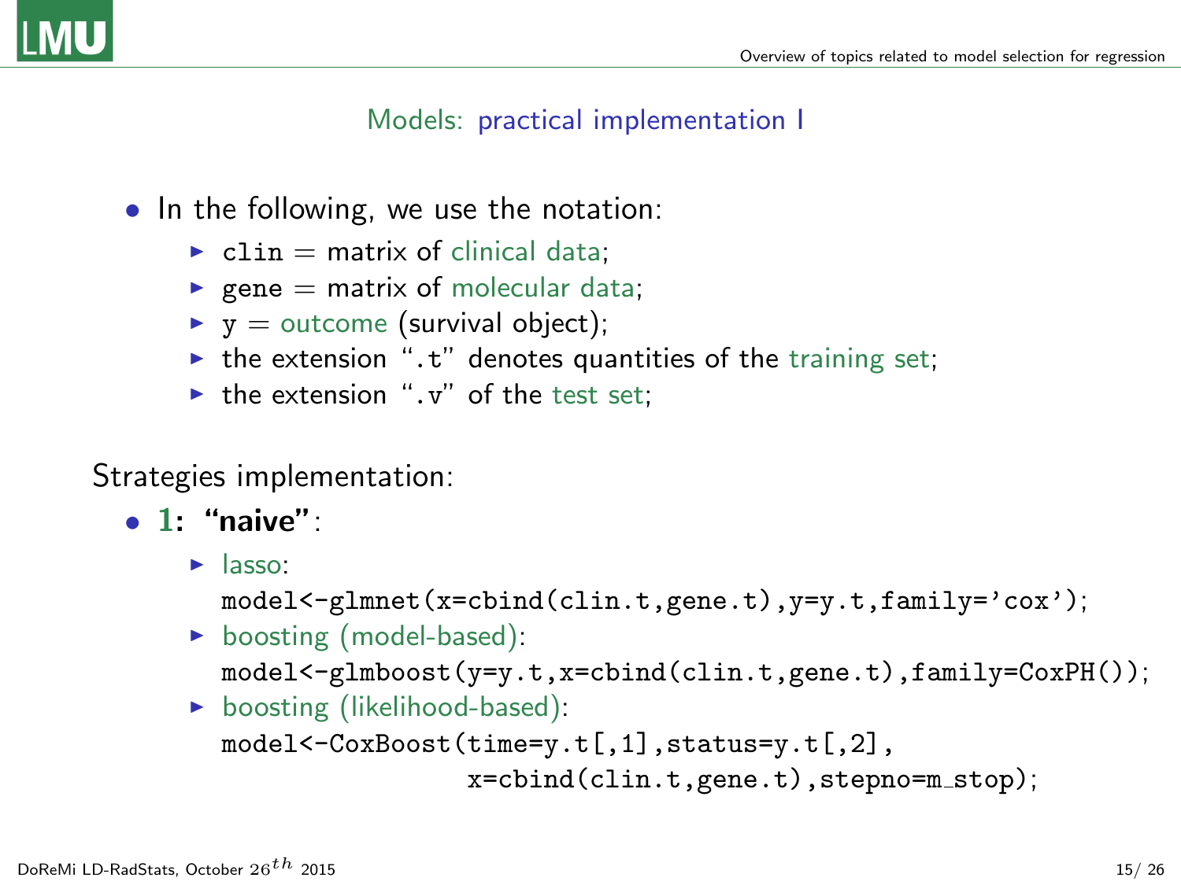## Models: practical implementation I

- In the following, we use the notation:
  - `clin` = matrix of clinical data;
  - `gene` = matrix of molecular data;
  - `y` = outcome (survival object);
  - the extension "`.t`" denotes quantities of the training set;
  - the extension "`.v`" of the test set;

Strategies implementation:

- **1: "naive"**:
  - lasso:
    ```
    model<-glmnet(x=cbind(clin.t,gene.t),y=y.t,family='cox');
    ```
  - boosting (model-based):
    ```
    model<-glmboost(y=y.t,x=cbind(clin.t,gene.t),family=CoxPH());
    ```
  - boosting (likelihood-based):
    ```
    model<-CoxBoost(time=y.t[,1],status=y.t[,2],
                    x=cbind(clin.t,gene.t),stepno=m_stop);
    ```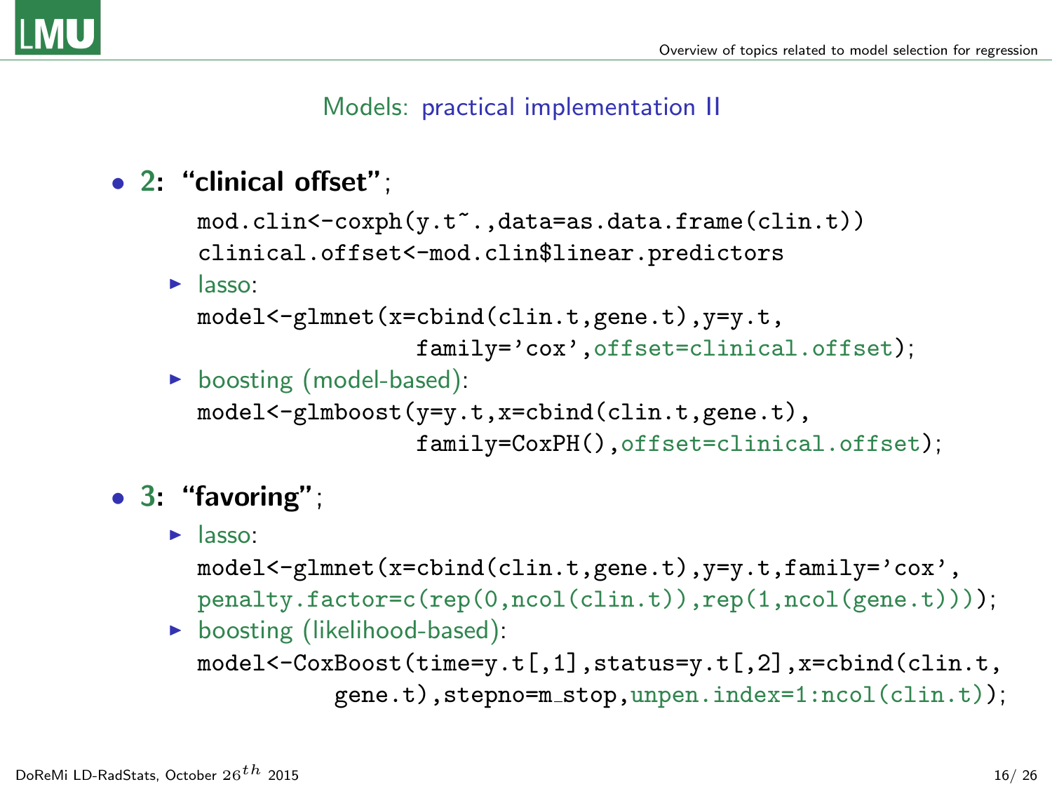## Models: practical implementation II

- **2: “clinical offset”**;

```
mod.clin<-coxph(y.t~.,data=as.data.frame(clin.t))
clinical.offset<-mod.clin$linear.predictors
```

  - lasso:

```
model<-glmnet(x=cbind(clin.t,gene.t),y=y.t,
                  family='cox',offset=clinical.offset);
```

  - boosting (model-based):

```
model<-glmboost(y=y.t,x=cbind(clin.t,gene.t),
                  family=CoxPH(),offset=clinical.offset);
```

- **3: “favoring”**;
  - lasso:

```
model<-glmnet(x=cbind(clin.t,gene.t),y=y.t,family='cox',
penalty.factor=c(rep(0,ncol(clin.t)),rep(1,ncol(gene.t))));
```

  - boosting (likelihood-based):

```
model<-CoxBoost(time=y.t[,1],status=y.t[,2],x=cbind(clin.t,
          gene.t),stepno=m_stop,unpen.index=1:ncol(clin.t));
```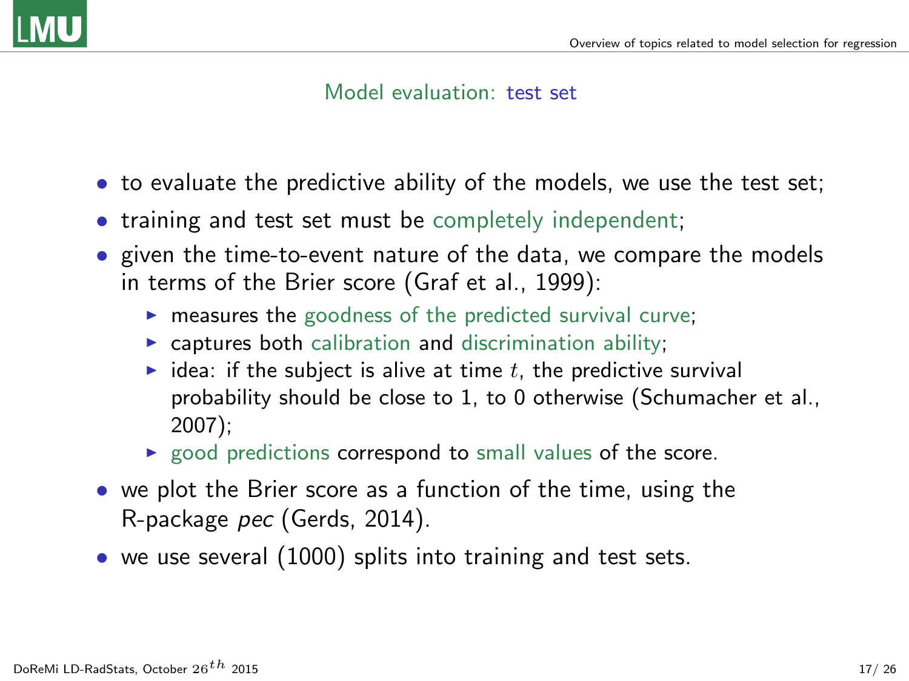## Model evaluation: test set

- to evaluate the predictive ability of the models, we use the test set;
- training and test set must be completely independent;
- given the time-to-event nature of the data, we compare the models in terms of the Brier score (Graf et al., 1999):
  - measures the goodness of the predicted survival curve;
  - captures both calibration and discrimination ability;
  - idea: if the subject is alive at time $t$, the predictive survival probability should be close to 1, to 0 otherwise (Schumacher et al., 2007);
  - good predictions correspond to small values of the score.
- we plot the Brier score as a function of the time, using the R-package *pec* (Gerds, 2014).
- we use several (1000) splits into training and test sets.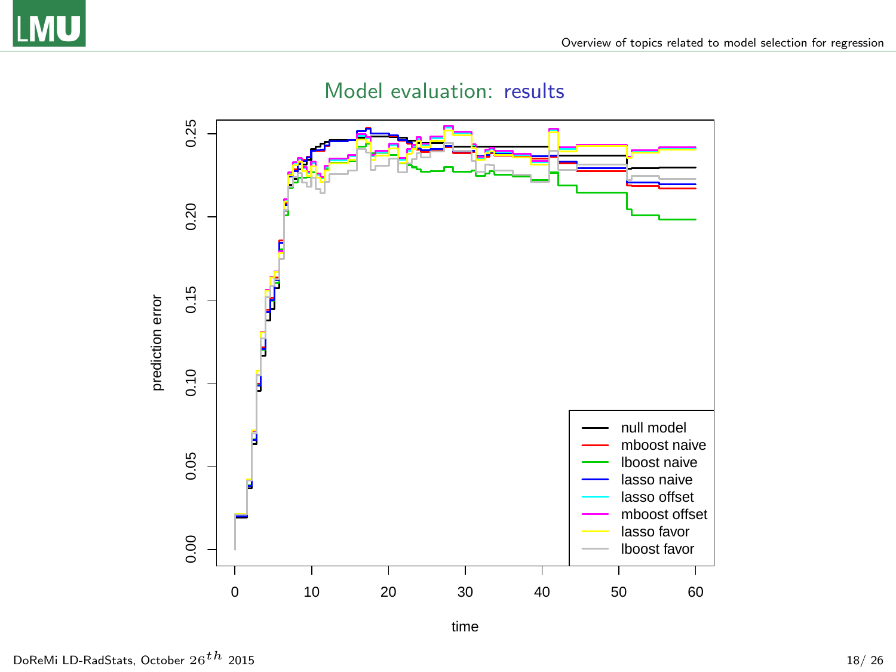# Model evaluation: results

prediction error

0.00
0.05
0.10
0.15
0.20
0.25

time

0
10
20
30
40
50
60

null model
mboost naive
lboost naive
lasso naive
lasso offset
mboost offset
lasso favor
lboost favor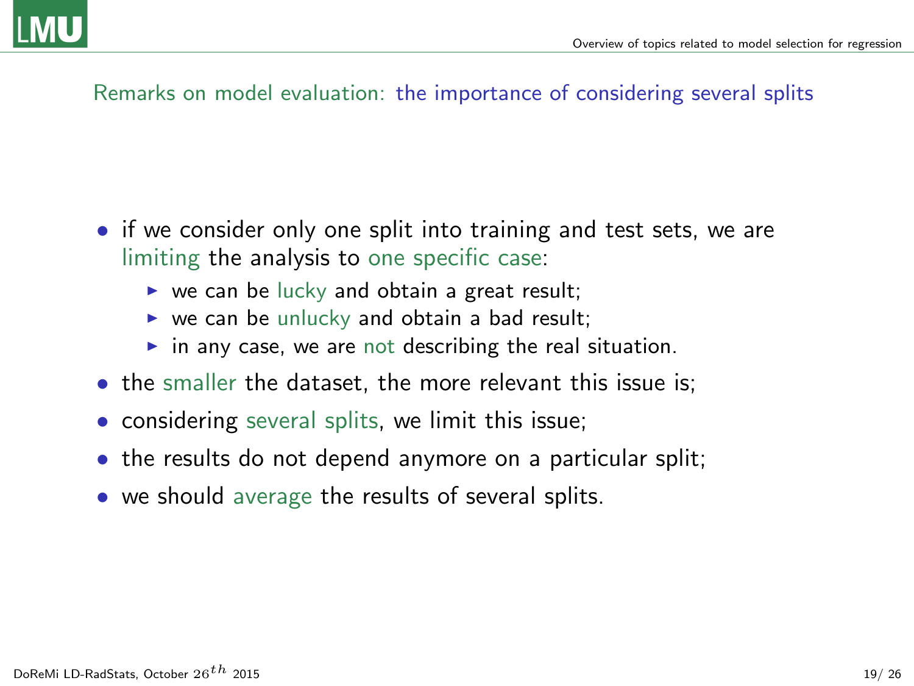## Remarks on model evaluation: the importance of considering several splits

- if we consider only one split into training and test sets, we are limiting the analysis to one specific case:
  - we can be lucky and obtain a great result;
  - we can be unlucky and obtain a bad result;
  - in any case, we are not describing the real situation.
- the smaller the dataset, the more relevant this issue is;
- considering several splits, we limit this issue;
- the results do not depend anymore on a particular split;
- we should average the results of several splits.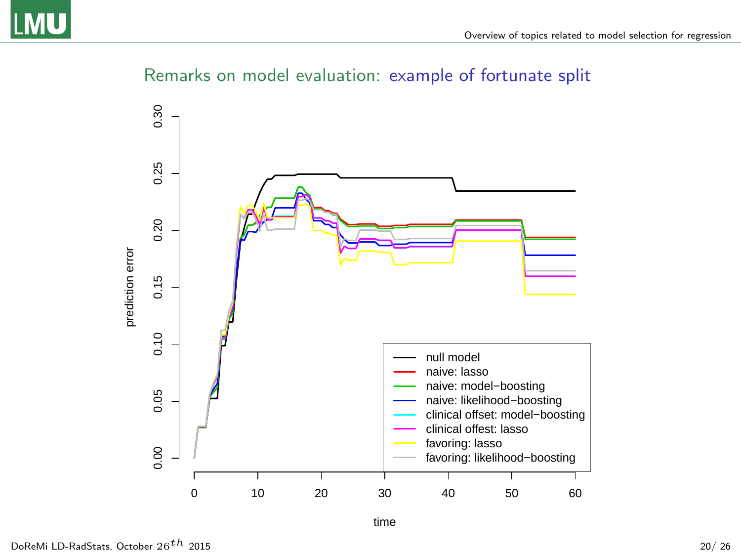## Remarks on model evaluation: example of fortunate split

prediction error

0.00
0.05
0.10
0.15
0.20
0.25
0.30

time

0
10
20
30
40
50
60

null model
naive: lasso
naive: model−boosting
naive: likelihood−boosting
clinical offset: model−boosting
clinical offest: lasso
favoring: lasso
favoring: likelihood−boosting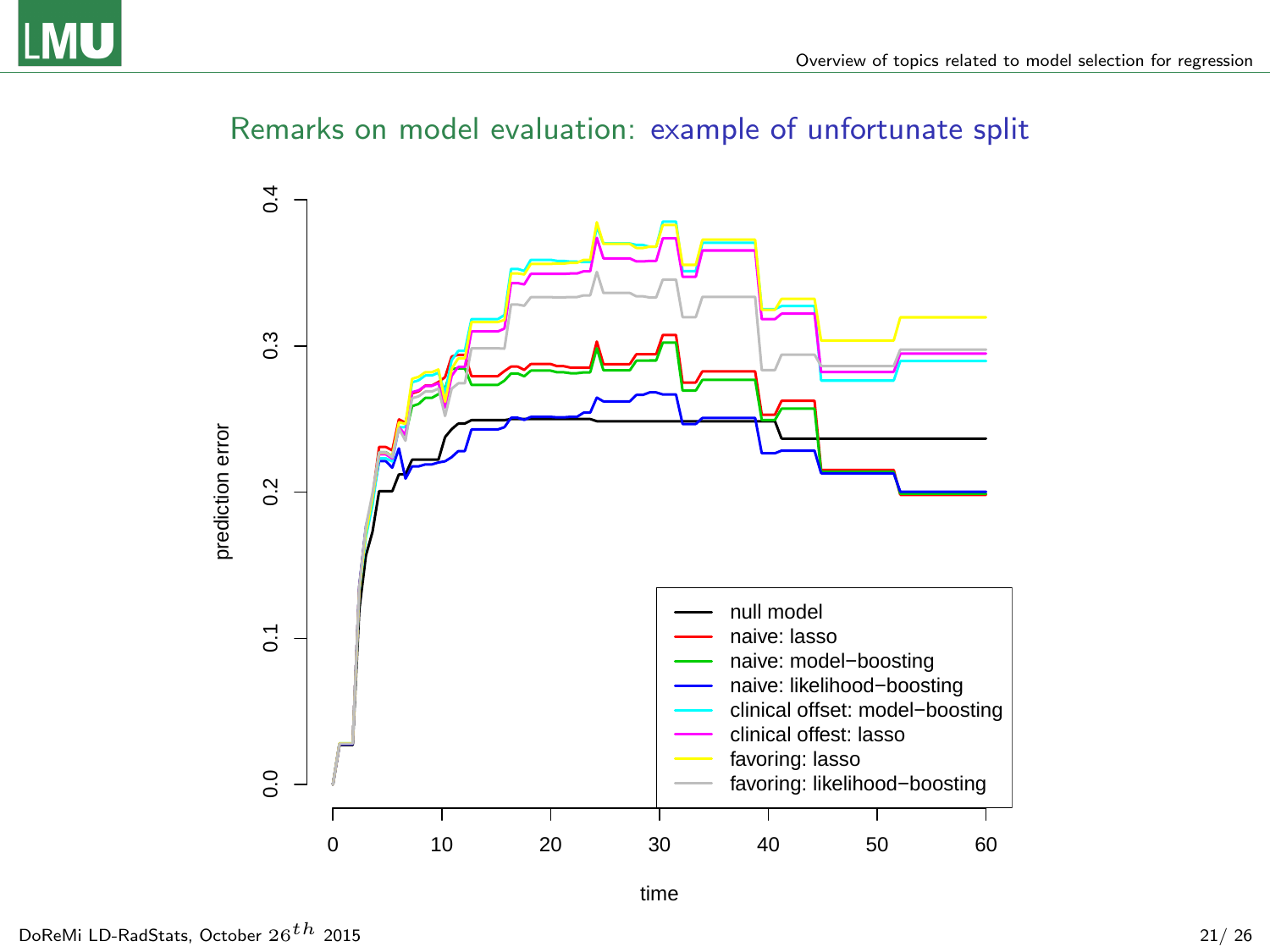## Remarks on model evaluation: example of unfortunate split

prediction error

0.0
0.1
0.2
0.3
0.4

time

0
10
20
30
40
50
60

null model
naive: lasso
naive: model−boosting
naive: likelihood−boosting
clinical offset: model−boosting
clinical offest: lasso
favoring: lasso
favoring: likelihood−boosting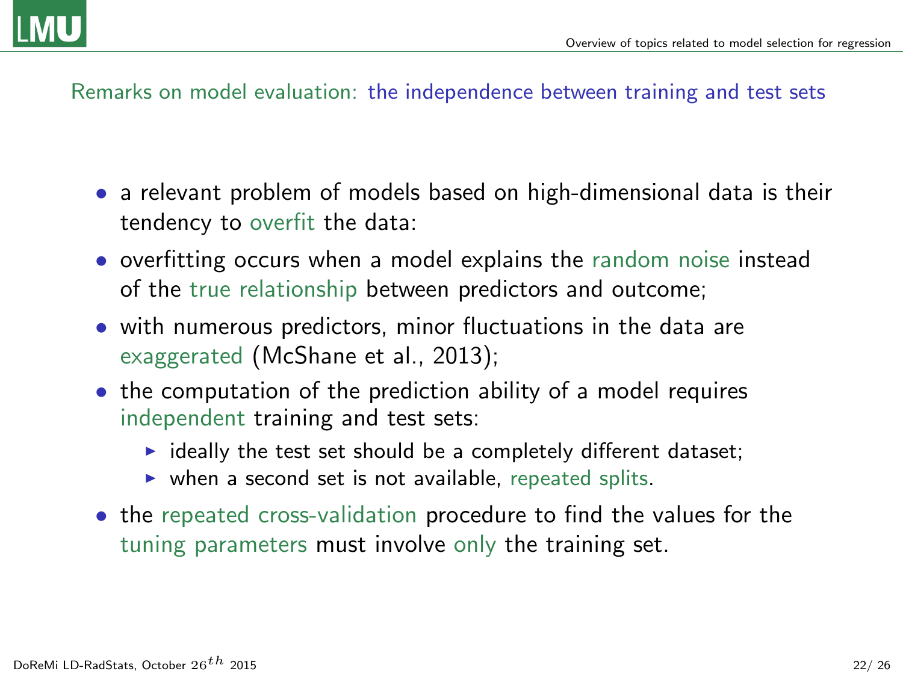## Remarks on model evaluation: the independence between training and test sets

- a relevant problem of models based on high-dimensional data is their tendency to overfit the data:
- overfitting occurs when a model explains the random noise instead of the true relationship between predictors and outcome;
- with numerous predictors, minor fluctuations in the data are exaggerated (McShane et al., 2013);
- the computation of the prediction ability of a model requires independent training and test sets:
  - ideally the test set should be a completely different dataset;
  - when a second set is not available, repeated splits.
- the repeated cross-validation procedure to find the values for the tuning parameters must involve only the training set.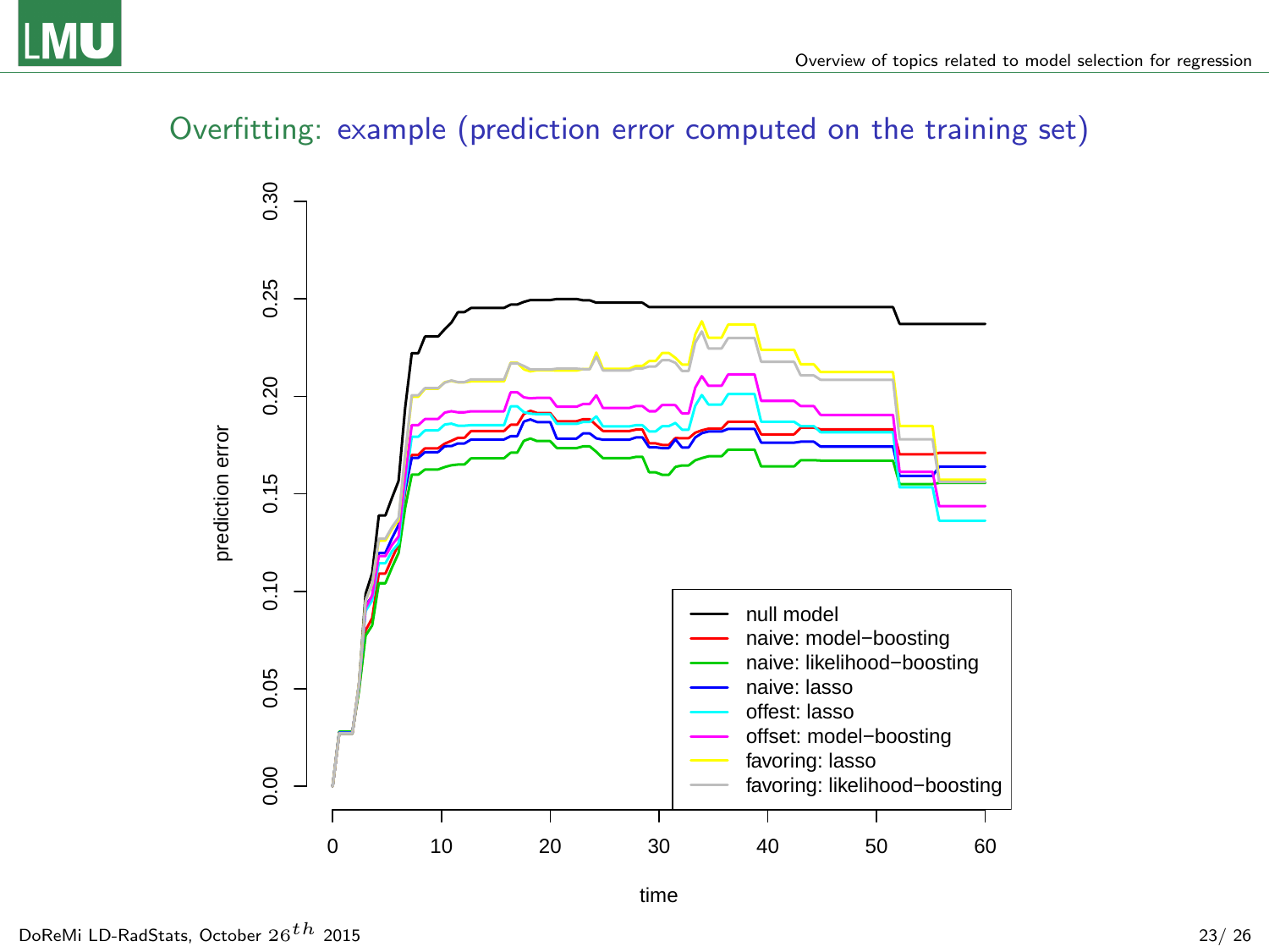## Overfitting: example (prediction error computed on the training set)

prediction error

0.00
0.05
0.10
0.15
0.20
0.25
0.30

time

0
10
20
30
40
50
60

null model
naive: model−boosting
naive: likelihood−boosting
naive: lasso
offest: lasso
offset: model−boosting
favoring: lasso
favoring: likelihood−boosting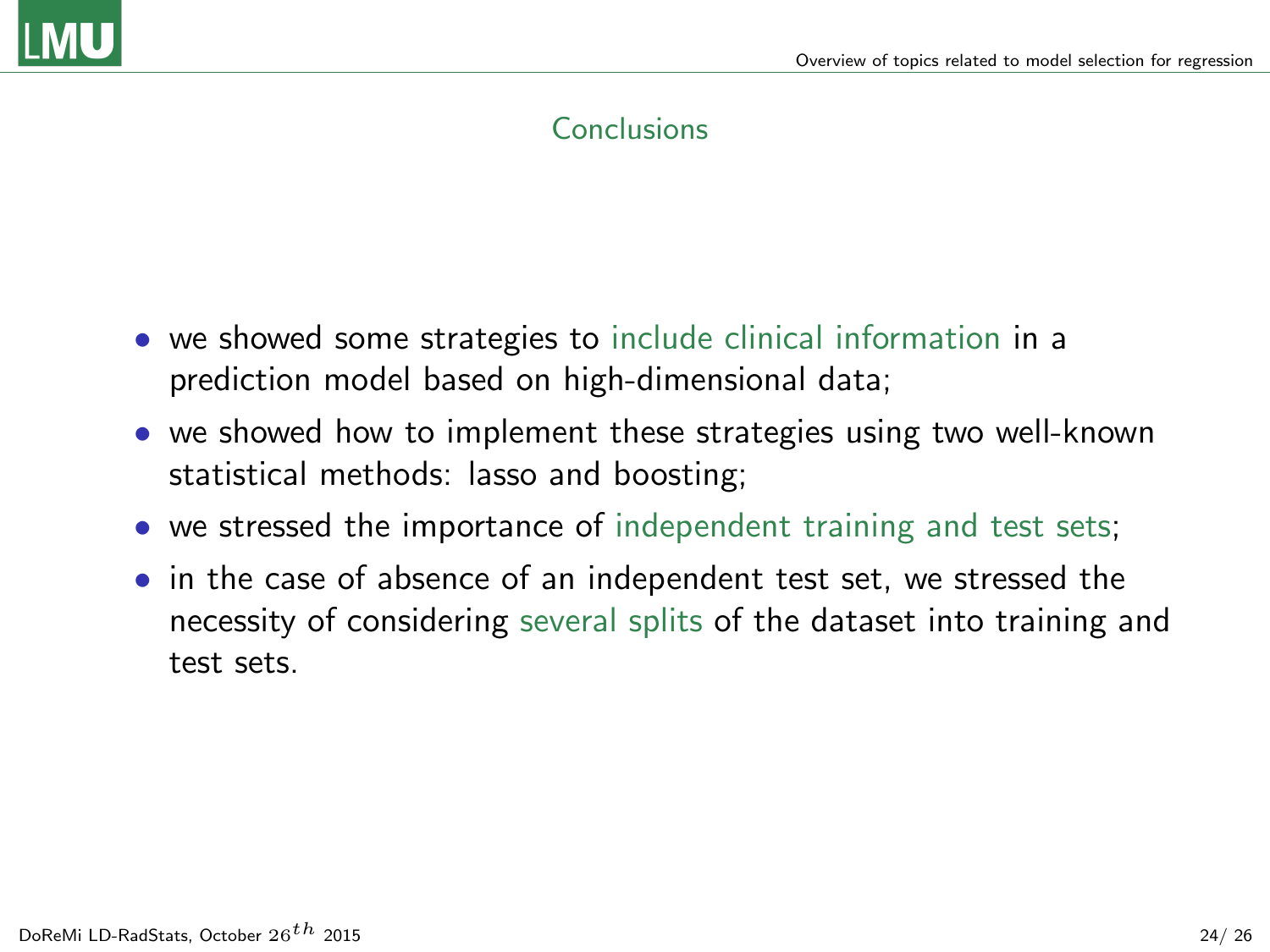## Conclusions

- we showed some strategies to include clinical information in a prediction model based on high-dimensional data;
- we showed how to implement these strategies using two well-known statistical methods: lasso and boosting;
- we stressed the importance of independent training and test sets;
- in the case of absence of an independent test set, we stressed the necessity of considering several splits of the dataset into training and test sets.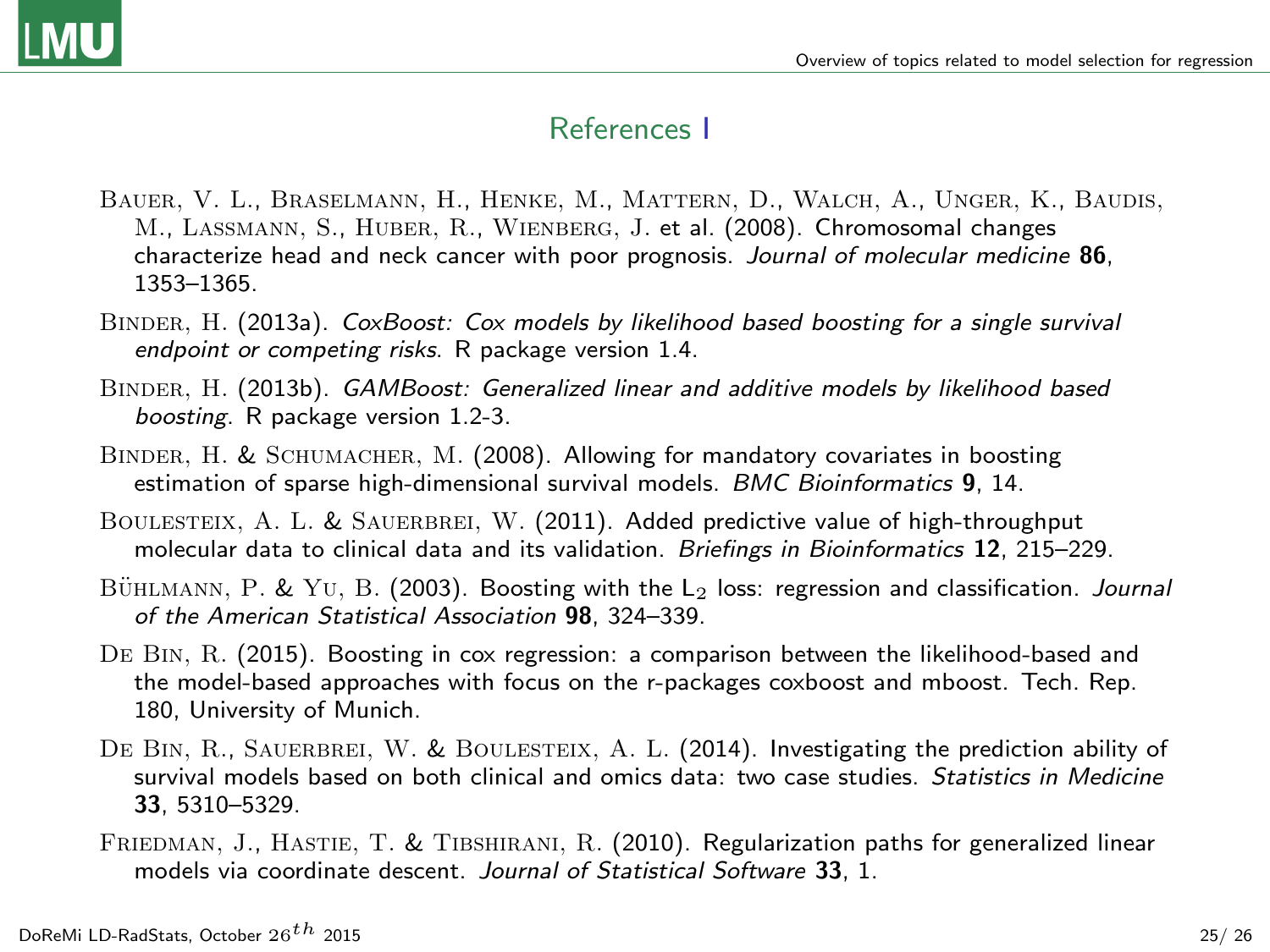## References I

Bauer, V. L., Braselmann, H., Henke, M., Mattern, D., Walch, A., Unger, K., Baudis, M., Lassmann, S., Huber, R., Wienberg, J. et al. (2008). Chromosomal changes characterize head and neck cancer with poor prognosis. *Journal of molecular medicine* **86**, 1353–1365.

Binder, H. (2013a). *CoxBoost: Cox models by likelihood based boosting for a single survival endpoint or competing risks*. R package version 1.4.

Binder, H. (2013b). *GAMBoost: Generalized linear and additive models by likelihood based boosting*. R package version 1.2-3.

Binder, H. & Schumacher, M. (2008). Allowing for mandatory covariates in boosting estimation of sparse high-dimensional survival models. *BMC Bioinformatics* **9**, 14.

Boulesteix, A. L. & Sauerbrei, W. (2011). Added predictive value of high-throughput molecular data to clinical data and its validation. *Briefings in Bioinformatics* **12**, 215–229.

Bühlmann, P. & Yu, B. (2003). Boosting with the $L_2$ loss: regression and classification. *Journal of the American Statistical Association* **98**, 324–339.

De Bin, R. (2015). Boosting in cox regression: a comparison between the likelihood-based and the model-based approaches with focus on the r-packages coxboost and mboost. Tech. Rep. 180, University of Munich.

De Bin, R., Sauerbrei, W. & Boulesteix, A. L. (2014). Investigating the prediction ability of survival models based on both clinical and omics data: two case studies. *Statistics in Medicine* **33**, 5310–5329.

Friedman, J., Hastie, T. & Tibshirani, R. (2010). Regularization paths for generalized linear models via coordinate descent. *Journal of Statistical Software* **33**, 1.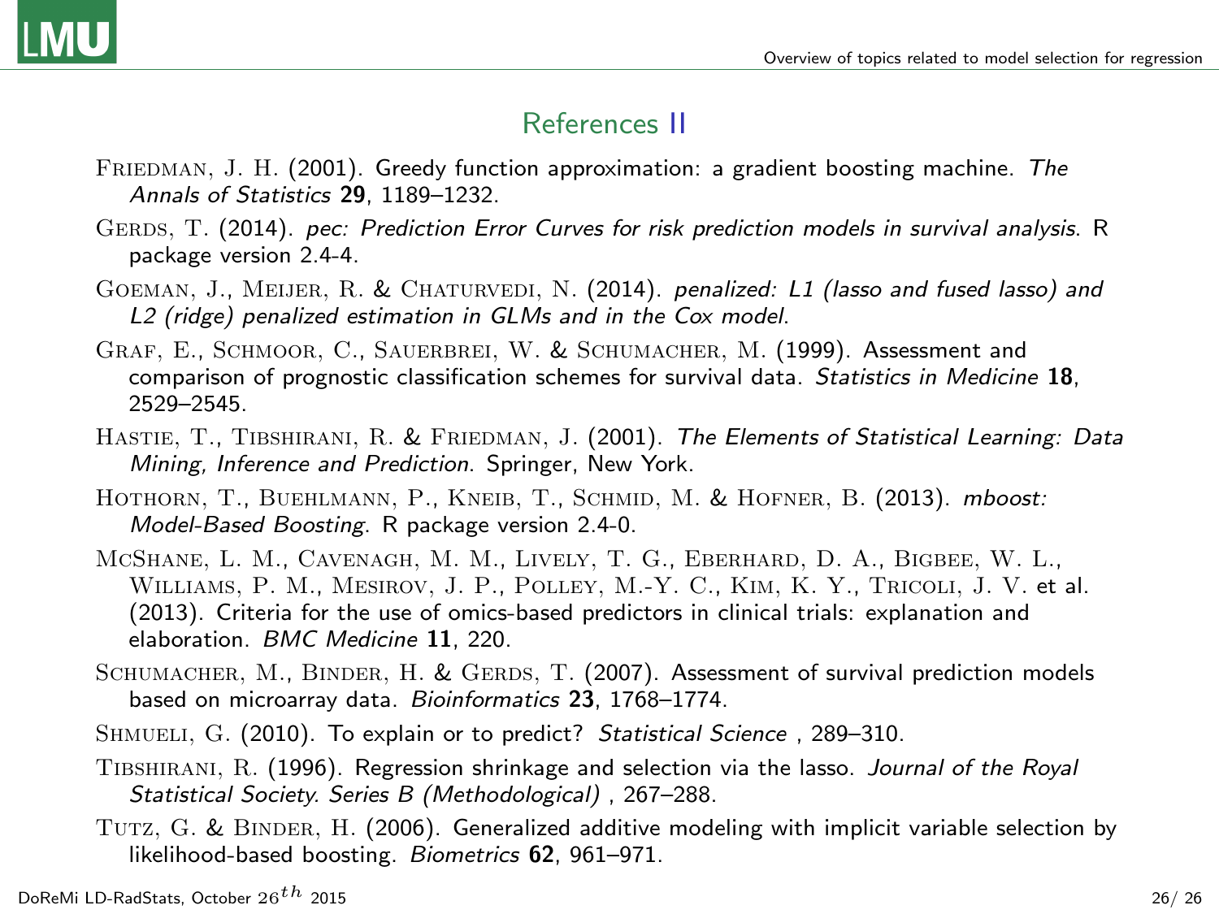## References II

FRIEDMAN, J. H. (2001). Greedy function approximation: a gradient boosting machine. *The Annals of Statistics* **29**, 1189–1232.

GERDS, T. (2014). *pec: Prediction Error Curves for risk prediction models in survival analysis*. R package version 2.4-4.

GOEMAN, J., MEIJER, R. & CHATURVEDI, N. (2014). *penalized: L1 (lasso and fused lasso) and L2 (ridge) penalized estimation in GLMs and in the Cox model*.

GRAF, E., SCHMOOR, C., SAUERBREI, W. & SCHUMACHER, M. (1999). Assessment and comparison of prognostic classification schemes for survival data. *Statistics in Medicine* **18**, 2529–2545.

HASTIE, T., TIBSHIRANI, R. & FRIEDMAN, J. (2001). *The Elements of Statistical Learning: Data Mining, Inference and Prediction*. Springer, New York.

HOTHORN, T., BUEHLMANN, P., KNEIB, T., SCHMID, M. & HOFNER, B. (2013). *mboost: Model-Based Boosting*. R package version 2.4-0.

MCSHANE, L. M., CAVENAGH, M. M., LIVELY, T. G., EBERHARD, D. A., BIGBEE, W. L., WILLIAMS, P. M., MESIROV, J. P., POLLEY, M.-Y. C., KIM, K. Y., TRICOLI, J. V. et al. (2013). Criteria for the use of omics-based predictors in clinical trials: explanation and elaboration. *BMC Medicine* **11**, 220.

SCHUMACHER, M., BINDER, H. & GERDS, T. (2007). Assessment of survival prediction models based on microarray data. *Bioinformatics* **23**, 1768–1774.

SHMUELI, G. (2010). To explain or to predict? *Statistical Science* , 289–310.

TIBSHIRANI, R. (1996). Regression shrinkage and selection via the lasso. *Journal of the Royal Statistical Society. Series B (Methodological)* , 267–288.

TUTZ, G. & BINDER, H. (2006). Generalized additive modeling with implicit variable selection by likelihood-based boosting. *Biometrics* **62**, 961–971.